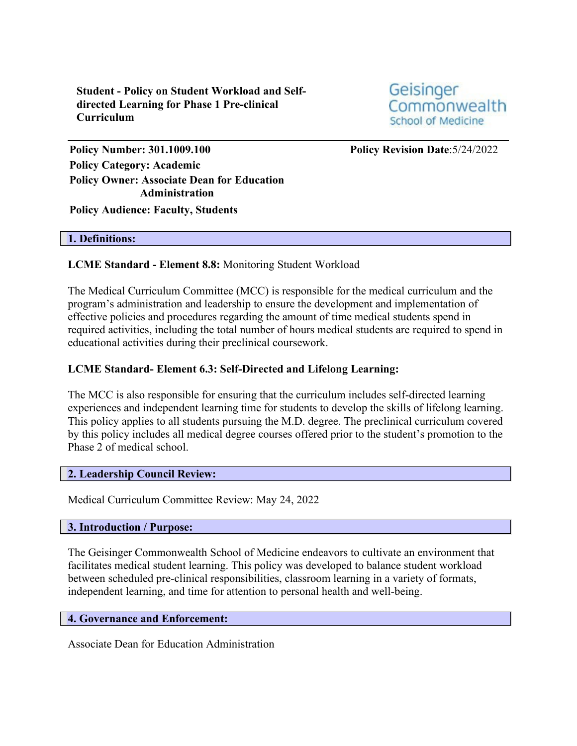**Student - Policy on Student Workload and Self-directed Learning for Phase 1 Pre-clinical Curriculum**

Geisinger Commonwealth School of Medicine

**Policy Number: 301.1009.100**
**Policy Category: Academic**
**Policy Owner: Associate Dean for Education Administration**
**Policy Audience: Faculty, Students**

**Policy Revision Date**:5/24/2022

## 1. Definitions:

**LCME Standard - Element 8.8:** Monitoring Student Workload

The Medical Curriculum Committee (MCC) is responsible for the medical curriculum and the program's administration and leadership to ensure the development and implementation of effective policies and procedures regarding the amount of time medical students spend in required activities, including the total number of hours medical students are required to spend in educational activities during their preclinical coursework.

**LCME Standard- Element 6.3: Self-Directed and Lifelong Learning:**

The MCC is also responsible for ensuring that the curriculum includes self-directed learning experiences and independent learning time for students to develop the skills of lifelong learning. This policy applies to all students pursuing the M.D. degree. The preclinical curriculum covered by this policy includes all medical degree courses offered prior to the student's promotion to the Phase 2 of medical school.

## 2. Leadership Council Review:

Medical Curriculum Committee Review: May 24, 2022

## 3. Introduction / Purpose:

The Geisinger Commonwealth School of Medicine endeavors to cultivate an environment that facilitates medical student learning. This policy was developed to balance student workload between scheduled pre-clinical responsibilities, classroom learning in a variety of formats, independent learning, and time for attention to personal health and well-being.

## 4. Governance and Enforcement:

Associate Dean for Education Administration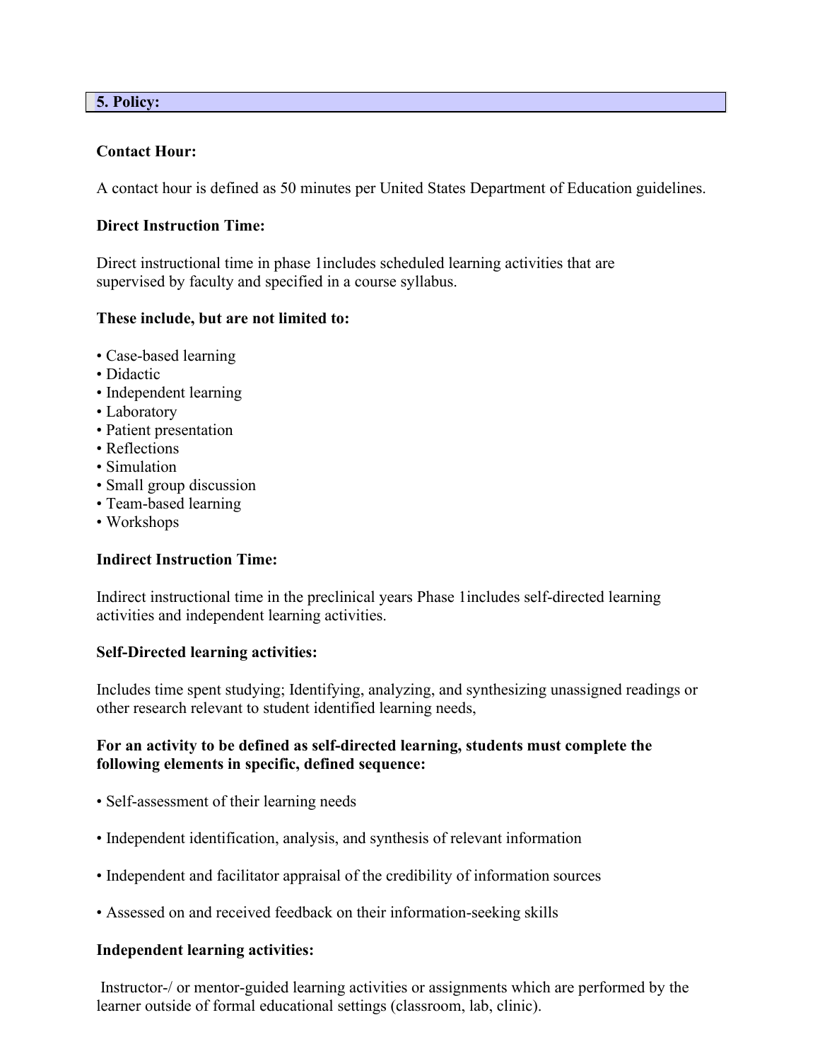## 5. Policy:

### Contact Hour:

A contact hour is defined as 50 minutes per United States Department of Education guidelines.

### Direct Instruction Time:

Direct instructional time in phase 1includes scheduled learning activities that are supervised by faculty and specified in a course syllabus.

**These include, but are not limited to:**

- Case-based learning
- Didactic
- Independent learning
- Laboratory
- Patient presentation
- Reflections
- Simulation
- Small group discussion
- Team-based learning
- Workshops

### Indirect Instruction Time:

Indirect instructional time in the preclinical years Phase 1includes self-directed learning activities and independent learning activities.

### Self-Directed learning activities:

Includes time spent studying; Identifying, analyzing, and synthesizing unassigned readings or other research relevant to student identified learning needs,

**For an activity to be defined as self-directed learning, students must complete the following elements in specific, defined sequence:**

- Self-assessment of their learning needs
- Independent identification, analysis, and synthesis of relevant information
- Independent and facilitator appraisal of the credibility of information sources
- Assessed on and received feedback on their information-seeking skills

### Independent learning activities:

Instructor-/ or mentor-guided learning activities or assignments which are performed by the learner outside of formal educational settings (classroom, lab, clinic).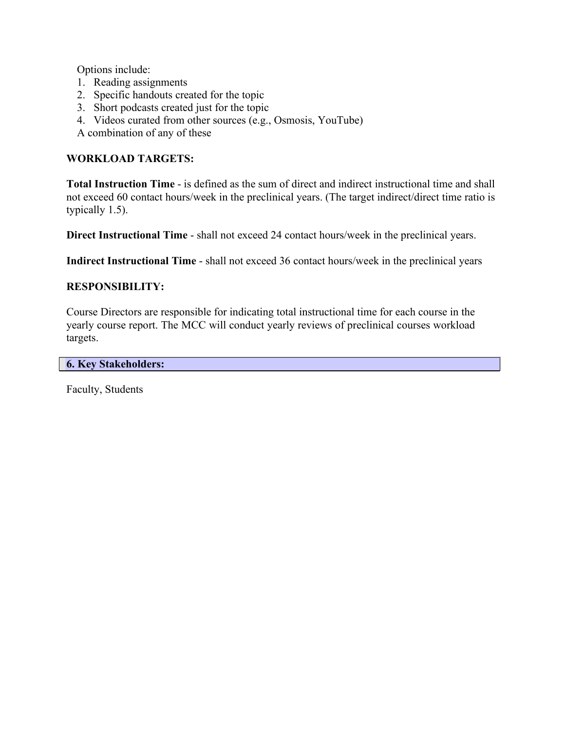Options include:

1. Reading assignments
2. Specific handouts created for the topic
3. Short podcasts created just for the topic
4. Videos curated from other sources (e.g., Osmosis, YouTube)

A combination of any of these

**WORKLOAD TARGETS:**

**Total Instruction Time** - is defined as the sum of direct and indirect instructional time and shall not exceed 60 contact hours/week in the preclinical years. (The target indirect/direct time ratio is typically 1.5).

**Direct Instructional Time** - shall not exceed 24 contact hours/week in the preclinical years.

**Indirect Instructional Time** - shall not exceed 36 contact hours/week in the preclinical years

**RESPONSIBILITY:**

Course Directors are responsible for indicating total instructional time for each course in the yearly course report. The MCC will conduct yearly reviews of preclinical courses workload targets.

## 6. Key Stakeholders:

Faculty, Students